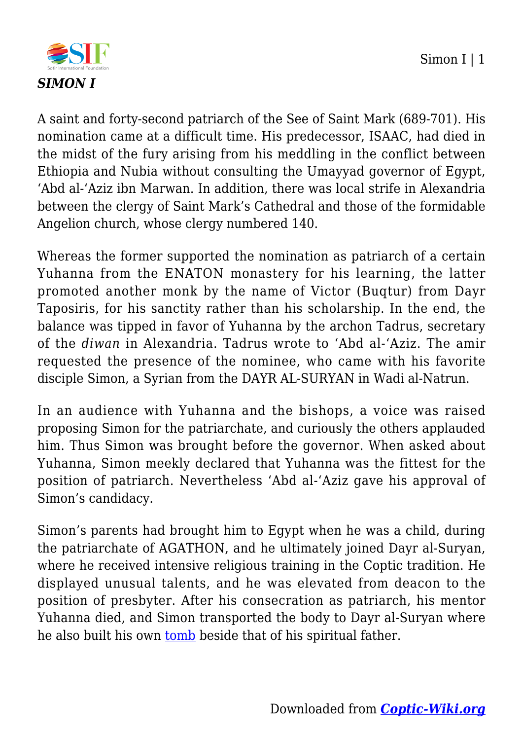***SIMON I***

A saint and forty-second patriarch of the See of Saint Mark (689-701). His nomination came at a difficult time. His predecessor, ISAAC, had died in the midst of the fury arising from his meddling in the conflict between Ethiopia and Nubia without consulting the Umayyad governor of Egypt, 'Abd al-'Aziz ibn Marwan. In addition, there was local strife in Alexandria between the clergy of Saint Mark's Cathedral and those of the formidable Angelion church, whose clergy numbered 140.

Whereas the former supported the nomination as patriarch of a certain Yuhanna from the ENATON monastery for his learning, the latter promoted another monk by the name of Victor (Buqtur) from Dayr Taposiris, for his sanctity rather than his scholarship. In the end, the balance was tipped in favor of Yuhanna by the archon Tadrus, secretary of the *diwan* in Alexandria. Tadrus wrote to 'Abd al-'Aziz. The amir requested the presence of the nominee, who came with his favorite disciple Simon, a Syrian from the DAYR AL-SURYAN in Wadi al-Natrun.

In an audience with Yuhanna and the bishops, a voice was raised proposing Simon for the patriarchate, and curiously the others applauded him. Thus Simon was brought before the governor. When asked about Yuhanna, Simon meekly declared that Yuhanna was the fittest for the position of patriarch. Nevertheless 'Abd al-'Aziz gave his approval of Simon's candidacy.

Simon's parents had brought him to Egypt when he was a child, during the patriarchate of AGATHON, and he ultimately joined Dayr al-Suryan, where he received intensive religious training in the Coptic tradition. He displayed unusual talents, and he was elevated from deacon to the position of presbyter. After his consecration as patriarch, his mentor Yuhanna died, and Simon transported the body to Dayr al-Suryan where he also built his own tomb beside that of his spiritual father.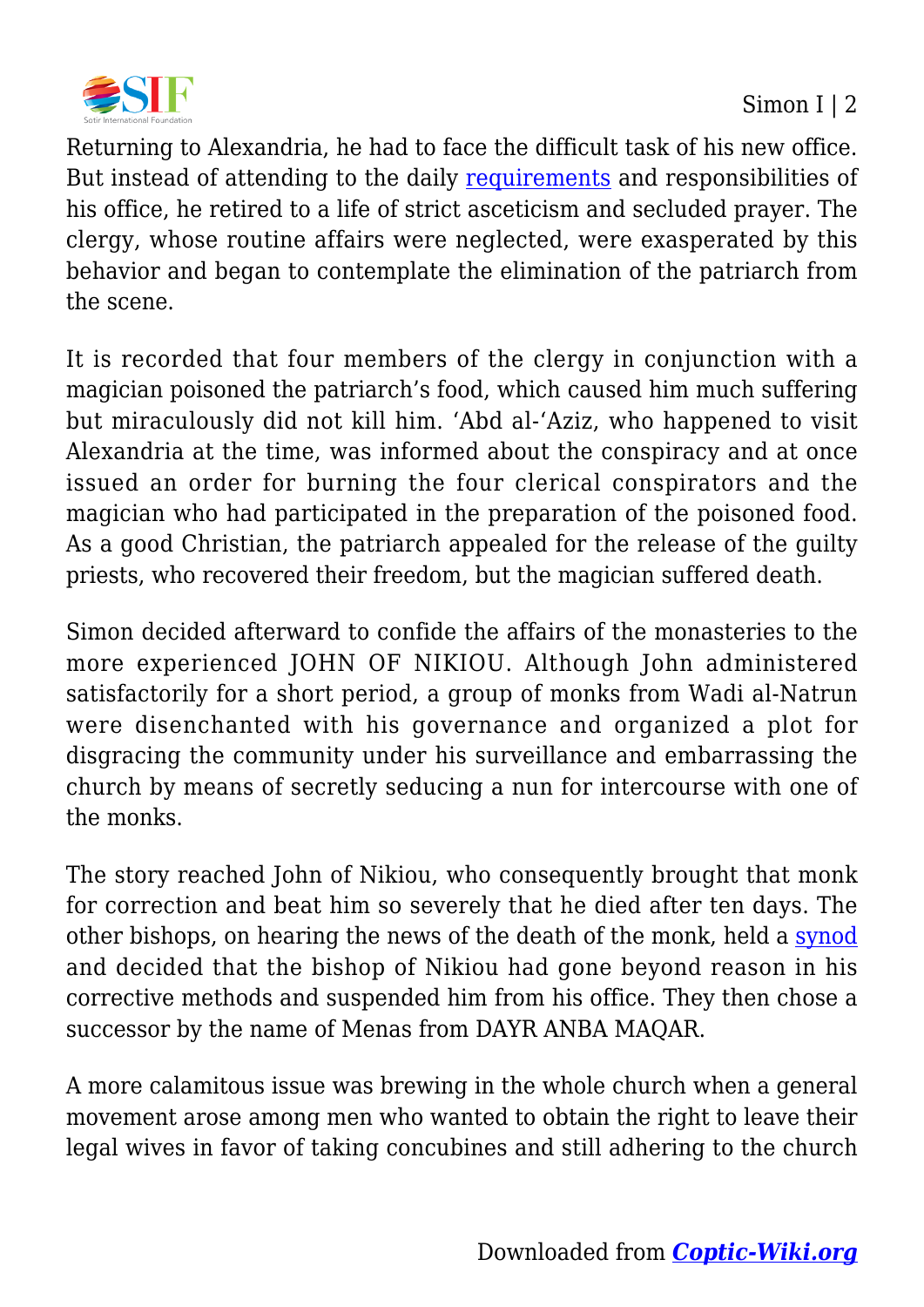Returning to Alexandria, he had to face the difficult task of his new office. But instead of attending to the daily requirements and responsibilities of his office, he retired to a life of strict asceticism and secluded prayer. The clergy, whose routine affairs were neglected, were exasperated by this behavior and began to contemplate the elimination of the patriarch from the scene.

It is recorded that four members of the clergy in conjunction with a magician poisoned the patriarch's food, which caused him much suffering but miraculously did not kill him. 'Abd al-'Aziz, who happened to visit Alexandria at the time, was informed about the conspiracy and at once issued an order for burning the four clerical conspirators and the magician who had participated in the preparation of the poisoned food. As a good Christian, the patriarch appealed for the release of the guilty priests, who recovered their freedom, but the magician suffered death.

Simon decided afterward to confide the affairs of the monasteries to the more experienced JOHN OF NIKIOU. Although John administered satisfactorily for a short period, a group of monks from Wadi al-Natrun were disenchanted with his governance and organized a plot for disgracing the community under his surveillance and embarrassing the church by means of secretly seducing a nun for intercourse with one of the monks.

The story reached John of Nikiou, who consequently brought that monk for correction and beat him so severely that he died after ten days. The other bishops, on hearing the news of the death of the monk, held a synod and decided that the bishop of Nikiou had gone beyond reason in his corrective methods and suspended him from his office. They then chose a successor by the name of Menas from DAYR ANBA MAQAR.

A more calamitous issue was brewing in the whole church when a general movement arose among men who wanted to obtain the right to leave their legal wives in favor of taking concubines and still adhering to the church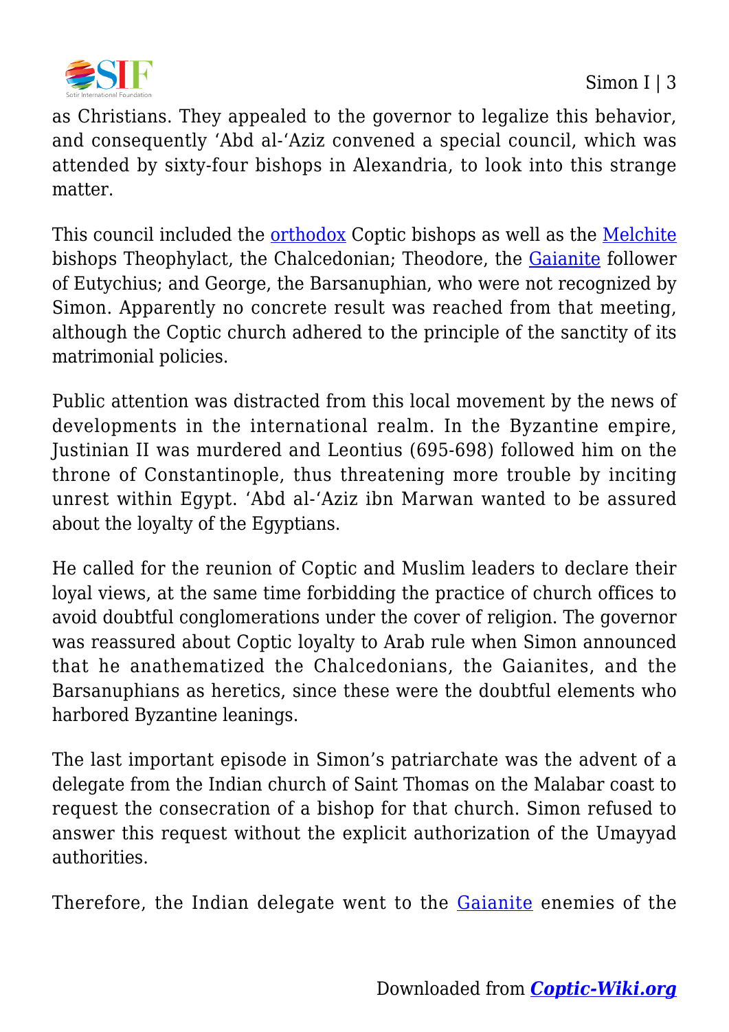as Christians. They appealed to the governor to legalize this behavior, and consequently ʻAbd al-ʻAziz convened a special council, which was attended by sixty-four bishops in Alexandria, to look into this strange matter.

This council included the orthodox Coptic bishops as well as the Melchite bishops Theophylact, the Chalcedonian; Theodore, the Gaianite follower of Eutychius; and George, the Barsanuphian, who were not recognized by Simon. Apparently no concrete result was reached from that meeting, although the Coptic church adhered to the principle of the sanctity of its matrimonial policies.

Public attention was distracted from this local movement by the news of developments in the international realm. In the Byzantine empire, Justinian II was murdered and Leontius (695-698) followed him on the throne of Constantinople, thus threatening more trouble by inciting unrest within Egypt. ʻAbd al-ʻAziz ibn Marwan wanted to be assured about the loyalty of the Egyptians.

He called for the reunion of Coptic and Muslim leaders to declare their loyal views, at the same time forbidding the practice of church offices to avoid doubtful conglomerations under the cover of religion. The governor was reassured about Coptic loyalty to Arab rule when Simon announced that he anathematized the Chalcedonians, the Gaianites, and the Barsanuphians as heretics, since these were the doubtful elements who harbored Byzantine leanings.

The last important episode in Simon's patriarchate was the advent of a delegate from the Indian church of Saint Thomas on the Malabar coast to request the consecration of a bishop for that church. Simon refused to answer this request without the explicit authorization of the Umayyad authorities.

Therefore, the Indian delegate went to the Gaianite enemies of the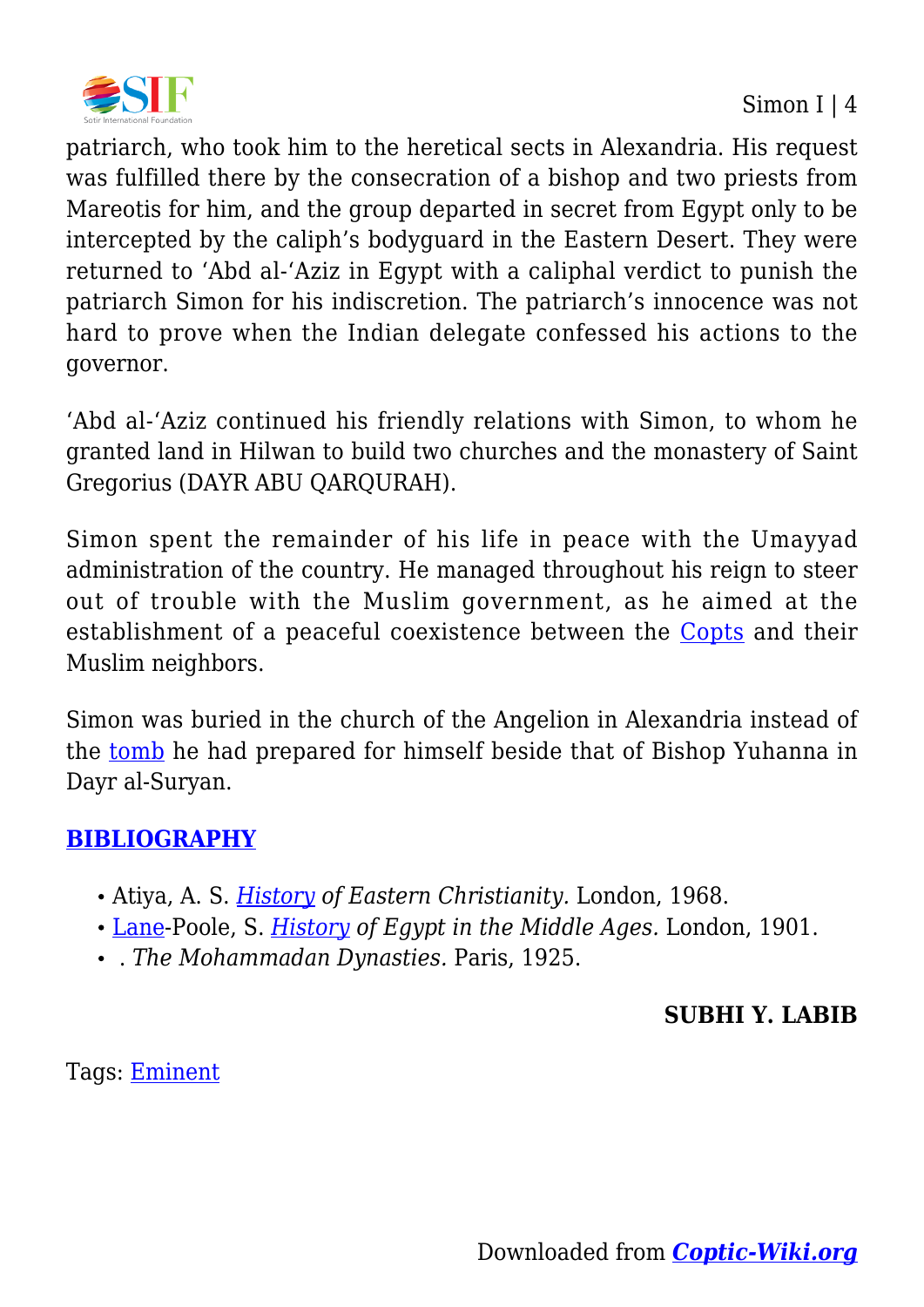patriarch, who took him to the heretical sects in Alexandria. His request was fulfilled there by the consecration of a bishop and two priests from Mareotis for him, and the group departed in secret from Egypt only to be intercepted by the caliph's bodyguard in the Eastern Desert. They were returned to 'Abd al-'Aziz in Egypt with a caliphal verdict to punish the patriarch Simon for his indiscretion. The patriarch's innocence was not hard to prove when the Indian delegate confessed his actions to the governor.

'Abd al-'Aziz continued his friendly relations with Simon, to whom he granted land in Hilwan to build two churches and the monastery of Saint Gregorius (DAYR ABU QARQURAH).

Simon spent the remainder of his life in peace with the Umayyad administration of the country. He managed throughout his reign to steer out of trouble with the Muslim government, as he aimed at the establishment of a peaceful coexistence between the Copts and their Muslim neighbors.

Simon was buried in the church of the Angelion in Alexandria instead of the tomb he had prepared for himself beside that of Bishop Yuhanna in Dayr al-Suryan.

## BIBLIOGRAPHY

- Atiya, A. S. *History of Eastern Christianity.* London, 1968.
- Lane-Poole, S. *History of Egypt in the Middle Ages.* London, 1901.
- . *The Mohammadan Dynasties.* Paris, 1925.

**SUBHI Y. LABIB**

Tags: Eminent